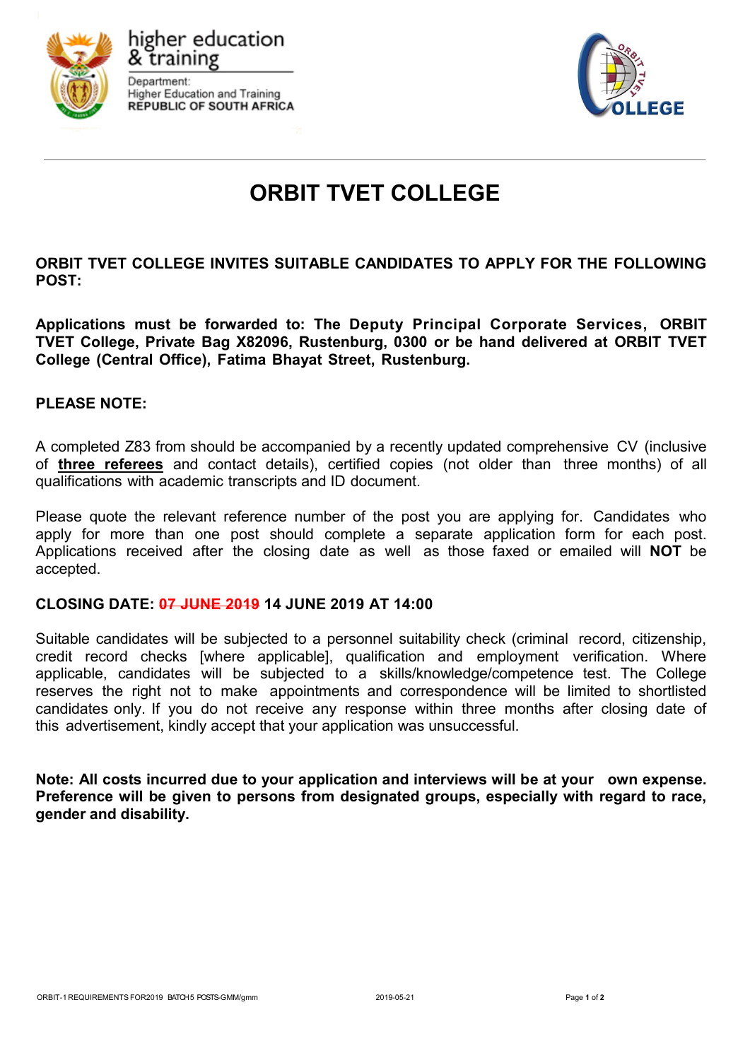higher education & training

Department: Higher Education and Training
REPUBLIC OF SOUTH AFRICA

ORBIT TVET COLLEGE

# ORBIT TVET COLLEGE

**ORBIT TVET COLLEGE INVITES SUITABLE CANDIDATES TO APPLY FOR THE FOLLOWING POST:**

**Applications must be forwarded to: The Deputy Principal Corporate Services, ORBIT TVET College, Private Bag X82096, Rustenburg, 0300 or be hand delivered at ORBIT TVET College (Central Office), Fatima Bhayat Street, Rustenburg.**

**PLEASE NOTE:**

A completed Z83 from should be accompanied by a recently updated comprehensive CV (inclusive of **three referees** and contact details), certified copies (not older than three months) of all qualifications with academic transcripts and ID document.

Please quote the relevant reference number of the post you are applying for. Candidates who apply for more than one post should complete a separate application form for each post. Applications received after the closing date as well as those faxed or emailed will **NOT** be accepted.

**CLOSING DATE: ~~07 JUNE 2019~~ 14 JUNE 2019 AT 14:00**

Suitable candidates will be subjected to a personnel suitability check (criminal record, citizenship, credit record checks [where applicable], qualification and employment verification. Where applicable, candidates will be subjected to a skills/knowledge/competence test. The College reserves the right not to make appointments and correspondence will be limited to shortlisted candidates only. If you do not receive any response within three months after closing date of this advertisement, kindly accept that your application was unsuccessful.

**Note: All costs incurred due to your application and interviews will be at your own expense. Preference will be given to persons from designated groups, especially with regard to race, gender and disability.**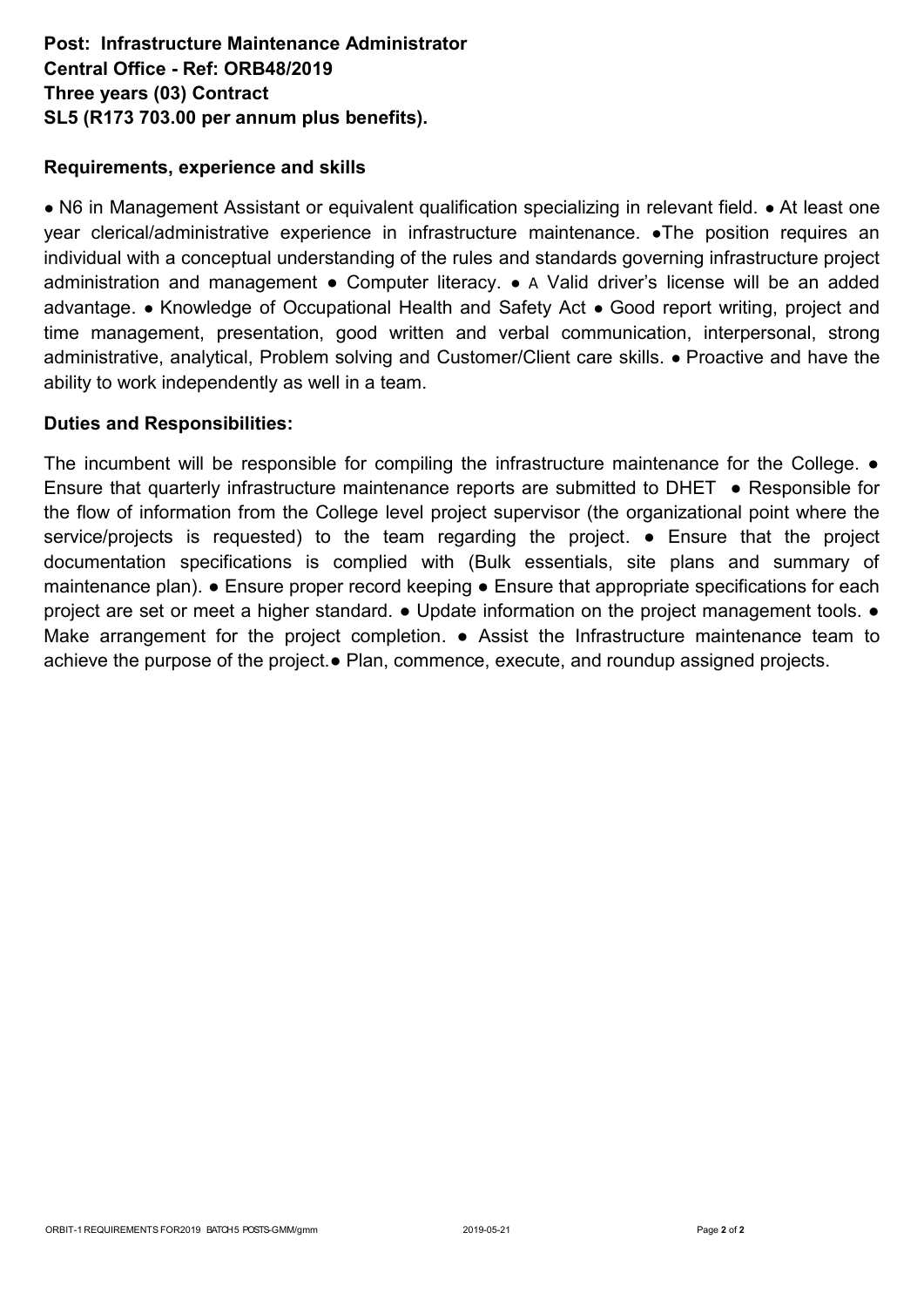**Post: Infrastructure Maintenance Administrator**
**Central Office - Ref: ORB48/2019**
**Three years (03) Contract**
**SL5 (R173 703.00 per annum plus benefits).**

**Requirements, experience and skills**

● N6 in Management Assistant or equivalent qualification specializing in relevant field. ● At least one year clerical/administrative experience in infrastructure maintenance. ●The position requires an individual with a conceptual understanding of the rules and standards governing infrastructure project administration and management ● Computer literacy. ● A Valid driver's license will be an added advantage. ● Knowledge of Occupational Health and Safety Act ● Good report writing, project and time management, presentation, good written and verbal communication, interpersonal, strong administrative, analytical, Problem solving and Customer/Client care skills. ● Proactive and have the ability to work independently as well in a team.

**Duties and Responsibilities:**

The incumbent will be responsible for compiling the infrastructure maintenance for the College. ● Ensure that quarterly infrastructure maintenance reports are submitted to DHET ● Responsible for the flow of information from the College level project supervisor (the organizational point where the service/projects is requested) to the team regarding the project. ● Ensure that the project documentation specifications is complied with (Bulk essentials, site plans and summary of maintenance plan). ● Ensure proper record keeping ● Ensure that appropriate specifications for each project are set or meet a higher standard. ● Update information on the project management tools. ● Make arrangement for the project completion. ● Assist the Infrastructure maintenance team to achieve the purpose of the project.● Plan, commence, execute, and roundup assigned projects.